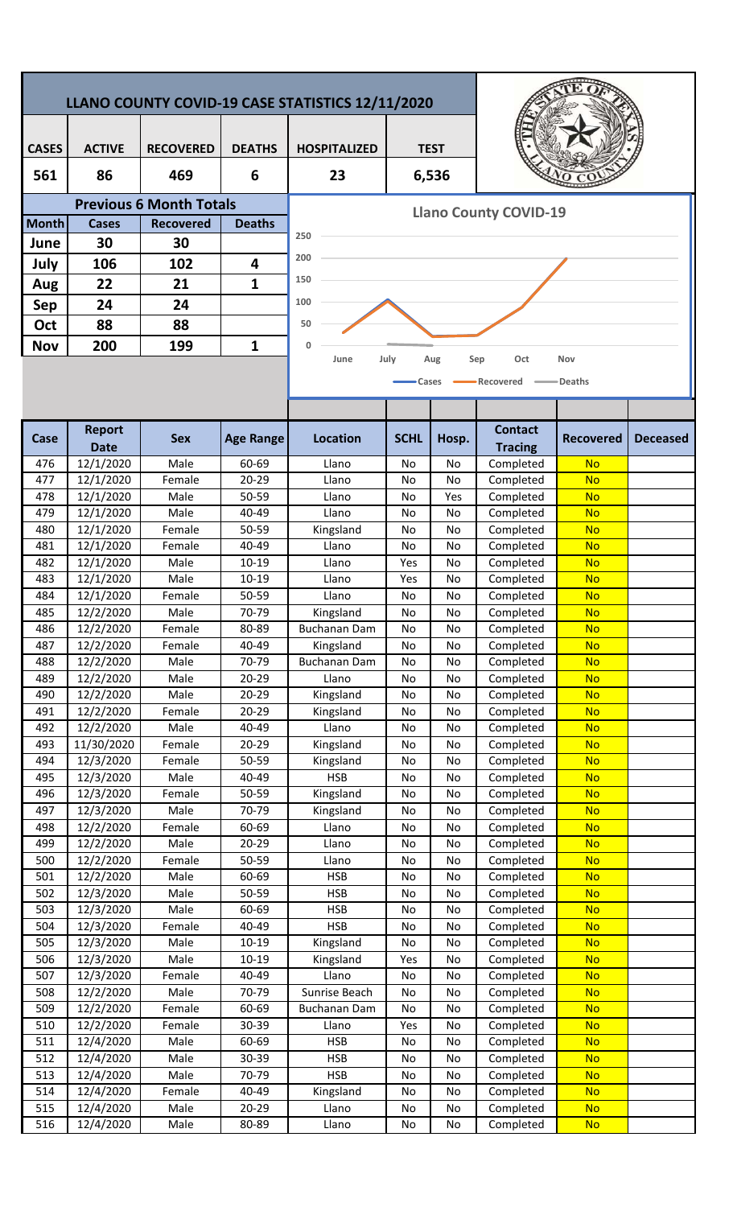# LLANO COUNTY COVID-19 CASE STATISTICS 12/11/2020

| CASES | ACTIVE | RECOVERED | DEATHS | HOSPITALIZED | TEST |
|---|---|---|---|---|---|
| 561 | 86 | 469 | 6 | 23 | 6,536 |

## Previous 6 Month Totals

| Month | Cases | Recovered | Deaths |
|---|---|---|---|
| June | 30 | 30 | |
| July | 106 | 102 | 4 |
| Aug | 22 | 21 | 1 |
| Sep | 24 | 24 | |
| Oct | 88 | 88 | |
| Nov | 200 | 199 | 1 |

**Llano County COVID-19**

| Case | Report Date | Sex | Age Range | Location | SCHL | Hosp. | Contact Tracing | Recovered | Deceased |
|---|---|---|---|---|---|---|---|---|---|
| 476 | 12/1/2020 | Male | 60-69 | Llano | No | No | Completed | No | |
| 477 | 12/1/2020 | Female | 20-29 | Llano | No | No | Completed | No | |
| 478 | 12/1/2020 | Male | 50-59 | Llano | No | Yes | Completed | No | |
| 479 | 12/1/2020 | Male | 40-49 | Llano | No | No | Completed | No | |
| 480 | 12/1/2020 | Female | 50-59 | Kingsland | No | No | Completed | No | |
| 481 | 12/1/2020 | Female | 40-49 | Llano | No | No | Completed | No | |
| 482 | 12/1/2020 | Male | 10-19 | Llano | Yes | No | Completed | No | |
| 483 | 12/1/2020 | Male | 10-19 | Llano | Yes | No | Completed | No | |
| 484 | 12/1/2020 | Female | 50-59 | Llano | No | No | Completed | No | |
| 485 | 12/2/2020 | Male | 70-79 | Kingsland | No | No | Completed | No | |
| 486 | 12/2/2020 | Female | 80-89 | Buchanan Dam | No | No | Completed | No | |
| 487 | 12/2/2020 | Female | 40-49 | Kingsland | No | No | Completed | No | |
| 488 | 12/2/2020 | Male | 70-79 | Buchanan Dam | No | No | Completed | No | |
| 489 | 12/2/2020 | Male | 20-29 | Llano | No | No | Completed | No | |
| 490 | 12/2/2020 | Male | 20-29 | Kingsland | No | No | Completed | No | |
| 491 | 12/2/2020 | Female | 20-29 | Kingsland | No | No | Completed | No | |
| 492 | 12/2/2020 | Male | 40-49 | Llano | No | No | Completed | No | |
| 493 | 11/30/2020 | Female | 20-29 | Kingsland | No | No | Completed | No | |
| 494 | 12/3/2020 | Female | 50-59 | Kingsland | No | No | Completed | No | |
| 495 | 12/3/2020 | Male | 40-49 | HSB | No | No | Completed | No | |
| 496 | 12/3/2020 | Female | 50-59 | Kingsland | No | No | Completed | No | |
| 497 | 12/3/2020 | Male | 70-79 | Kingsland | No | No | Completed | No | |
| 498 | 12/2/2020 | Female | 60-69 | Llano | No | No | Completed | No | |
| 499 | 12/2/2020 | Male | 20-29 | Llano | No | No | Completed | No | |
| 500 | 12/2/2020 | Female | 50-59 | Llano | No | No | Completed | No | |
| 501 | 12/2/2020 | Male | 60-69 | HSB | No | No | Completed | No | |
| 502 | 12/3/2020 | Male | 50-59 | HSB | No | No | Completed | No | |
| 503 | 12/3/2020 | Male | 60-69 | HSB | No | No | Completed | No | |
| 504 | 12/3/2020 | Female | 40-49 | HSB | No | No | Completed | No | |
| 505 | 12/3/2020 | Male | 10-19 | Kingsland | No | No | Completed | No | |
| 506 | 12/3/2020 | Male | 10-19 | Kingsland | Yes | No | Completed | No | |
| 507 | 12/3/2020 | Female | 40-49 | Llano | No | No | Completed | No | |
| 508 | 12/2/2020 | Male | 70-79 | Sunrise Beach | No | No | Completed | No | |
| 509 | 12/2/2020 | Female | 60-69 | Buchanan Dam | No | No | Completed | No | |
| 510 | 12/2/2020 | Female | 30-39 | Llano | Yes | No | Completed | No | |
| 511 | 12/4/2020 | Male | 60-69 | HSB | No | No | Completed | No | |
| 512 | 12/4/2020 | Male | 30-39 | HSB | No | No | Completed | No | |
| 513 | 12/4/2020 | Male | 70-79 | HSB | No | No | Completed | No | |
| 514 | 12/4/2020 | Female | 40-49 | Kingsland | No | No | Completed | No | |
| 515 | 12/4/2020 | Male | 20-29 | Llano | No | No | Completed | No | |
| 516 | 12/4/2020 | Male | 80-89 | Llano | No | No | Completed | No | |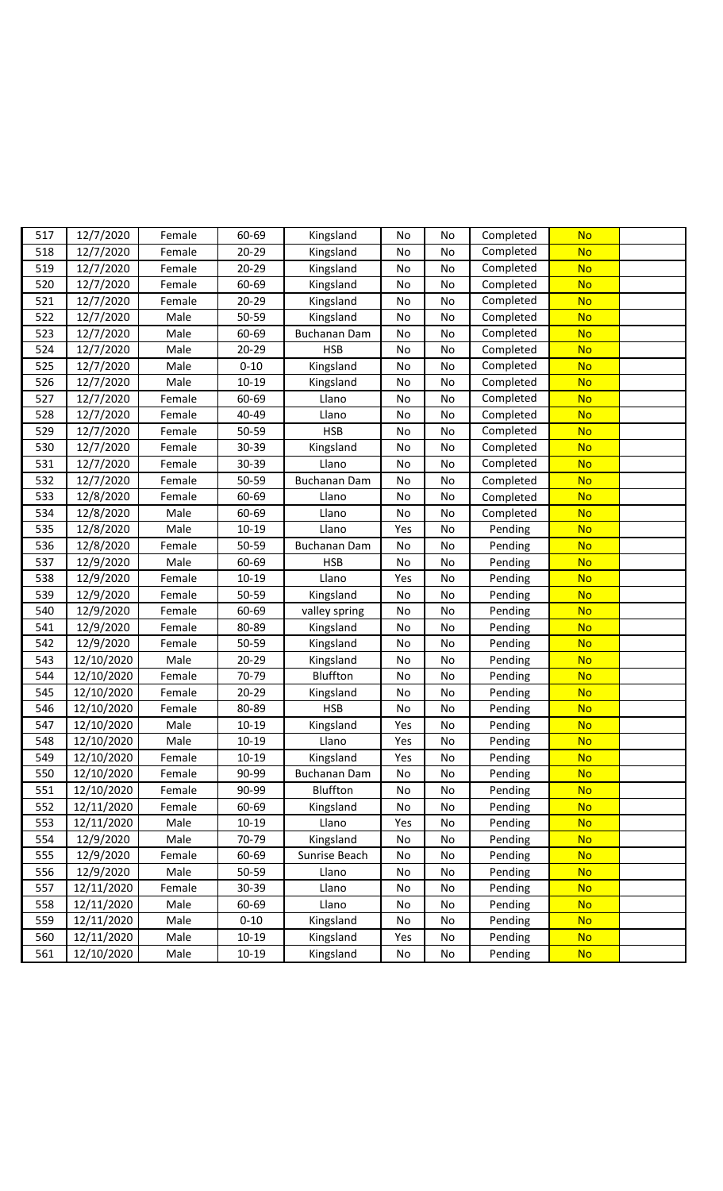| | | | | | | | | | |
|---|---|---|---|---|---|---|---|---|---|
| 517 | 12/7/2020 | Female | 60-69 | Kingsland | No | No | Completed | No | |
| 518 | 12/7/2020 | Female | 20-29 | Kingsland | No | No | Completed | No | |
| 519 | 12/7/2020 | Female | 20-29 | Kingsland | No | No | Completed | No | |
| 520 | 12/7/2020 | Female | 60-69 | Kingsland | No | No | Completed | No | |
| 521 | 12/7/2020 | Female | 20-29 | Kingsland | No | No | Completed | No | |
| 522 | 12/7/2020 | Male | 50-59 | Kingsland | No | No | Completed | No | |
| 523 | 12/7/2020 | Male | 60-69 | Buchanan Dam | No | No | Completed | No | |
| 524 | 12/7/2020 | Male | 20-29 | HSB | No | No | Completed | No | |
| 525 | 12/7/2020 | Male | 0-10 | Kingsland | No | No | Completed | No | |
| 526 | 12/7/2020 | Male | 10-19 | Kingsland | No | No | Completed | No | |
| 527 | 12/7/2020 | Female | 60-69 | Llano | No | No | Completed | No | |
| 528 | 12/7/2020 | Female | 40-49 | Llano | No | No | Completed | No | |
| 529 | 12/7/2020 | Female | 50-59 | HSB | No | No | Completed | No | |
| 530 | 12/7/2020 | Female | 30-39 | Kingsland | No | No | Completed | No | |
| 531 | 12/7/2020 | Female | 30-39 | Llano | No | No | Completed | No | |
| 532 | 12/7/2020 | Female | 50-59 | Buchanan Dam | No | No | Completed | No | |
| 533 | 12/8/2020 | Female | 60-69 | Llano | No | No | Completed | No | |
| 534 | 12/8/2020 | Male | 60-69 | Llano | No | No | Completed | No | |
| 535 | 12/8/2020 | Male | 10-19 | Llano | Yes | No | Pending | No | |
| 536 | 12/8/2020 | Female | 50-59 | Buchanan Dam | No | No | Pending | No | |
| 537 | 12/9/2020 | Male | 60-69 | HSB | No | No | Pending | No | |
| 538 | 12/9/2020 | Female | 10-19 | Llano | Yes | No | Pending | No | |
| 539 | 12/9/2020 | Female | 50-59 | Kingsland | No | No | Pending | No | |
| 540 | 12/9/2020 | Female | 60-69 | valley spring | No | No | Pending | No | |
| 541 | 12/9/2020 | Female | 80-89 | Kingsland | No | No | Pending | No | |
| 542 | 12/9/2020 | Female | 50-59 | Kingsland | No | No | Pending | No | |
| 543 | 12/10/2020 | Male | 20-29 | Kingsland | No | No | Pending | No | |
| 544 | 12/10/2020 | Female | 70-79 | Bluffton | No | No | Pending | No | |
| 545 | 12/10/2020 | Female | 20-29 | Kingsland | No | No | Pending | No | |
| 546 | 12/10/2020 | Female | 80-89 | HSB | No | No | Pending | No | |
| 547 | 12/10/2020 | Male | 10-19 | Kingsland | Yes | No | Pending | No | |
| 548 | 12/10/2020 | Male | 10-19 | Llano | Yes | No | Pending | No | |
| 549 | 12/10/2020 | Female | 10-19 | Kingsland | Yes | No | Pending | No | |
| 550 | 12/10/2020 | Female | 90-99 | Buchanan Dam | No | No | Pending | No | |
| 551 | 12/10/2020 | Female | 90-99 | Bluffton | No | No | Pending | No | |
| 552 | 12/11/2020 | Female | 60-69 | Kingsland | No | No | Pending | No | |
| 553 | 12/11/2020 | Male | 10-19 | Llano | Yes | No | Pending | No | |
| 554 | 12/9/2020 | Male | 70-79 | Kingsland | No | No | Pending | No | |
| 555 | 12/9/2020 | Female | 60-69 | Sunrise Beach | No | No | Pending | No | |
| 556 | 12/9/2020 | Male | 50-59 | Llano | No | No | Pending | No | |
| 557 | 12/11/2020 | Female | 30-39 | Llano | No | No | Pending | No | |
| 558 | 12/11/2020 | Male | 60-69 | Llano | No | No | Pending | No | |
| 559 | 12/11/2020 | Male | 0-10 | Kingsland | No | No | Pending | No | |
| 560 | 12/11/2020 | Male | 10-19 | Kingsland | Yes | No | Pending | No | |
| 561 | 12/10/2020 | Male | 10-19 | Kingsland | No | No | Pending | No | |